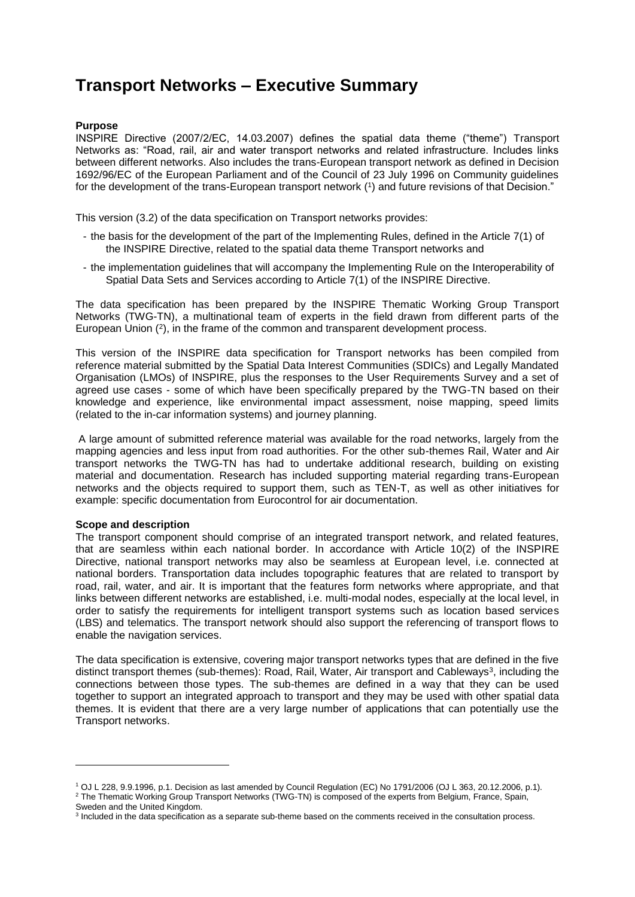# Transport Networks – Executive Summary

**Purpose**

INSPIRE Directive (2007/2/EC, 14.03.2007) defines the spatial data theme ("theme") Transport Networks as: "Road, rail, air and water transport networks and related infrastructure. Includes links between different networks. Also includes the trans-European transport network as defined in Decision 1692/96/EC of the European Parliament and of the Council of 23 July 1996 on Community guidelines for the development of the trans-European transport network ([1]) and future revisions of that Decision."

This version (3.2) of the data specification on Transport networks provides:

- the basis for the development of the part of the Implementing Rules, defined in the Article 7(1) of the INSPIRE Directive, related to the spatial data theme Transport networks and
- the implementation guidelines that will accompany the Implementing Rule on the Interoperability of Spatial Data Sets and Services according to Article 7(1) of the INSPIRE Directive.

The data specification has been prepared by the INSPIRE Thematic Working Group Transport Networks (TWG-TN), a multinational team of experts in the field drawn from different parts of the European Union ([2]), in the frame of the common and transparent development process.

This version of the INSPIRE data specification for Transport networks has been compiled from reference material submitted by the Spatial Data Interest Communities (SDICs) and Legally Mandated Organisation (LMOs) of INSPIRE, plus the responses to the User Requirements Survey and a set of agreed use cases - some of which have been specifically prepared by the TWG-TN based on their knowledge and experience, like environmental impact assessment, noise mapping, speed limits (related to the in-car information systems) and journey planning.

A large amount of submitted reference material was available for the road networks, largely from the mapping agencies and less input from road authorities. For the other sub-themes Rail, Water and Air transport networks the TWG-TN has had to undertake additional research, building on existing material and documentation. Research has included supporting material regarding trans-European networks and the objects required to support them, such as TEN-T, as well as other initiatives for example: specific documentation from Eurocontrol for air documentation.

**Scope and description**

The transport component should comprise of an integrated transport network, and related features, that are seamless within each national border. In accordance with Article 10(2) of the INSPIRE Directive, national transport networks may also be seamless at European level, i.e. connected at national borders. Transportation data includes topographic features that are related to transport by road, rail, water, and air. It is important that the features form networks where appropriate, and that links between different networks are established, i.e. multi-modal nodes, especially at the local level, in order to satisfy the requirements for intelligent transport systems such as location based services (LBS) and telematics. The transport network should also support the referencing of transport flows to enable the navigation services.

The data specification is extensive, covering major transport networks types that are defined in the five distinct transport themes (sub-themes): Road, Rail, Water, Air transport and Cableways[3], including the connections between those types. The sub-themes are defined in a way that they can be used together to support an integrated approach to transport and they may be used with other spatial data themes. It is evident that there are a very large number of applications that can potentially use the Transport networks.

---

[1] OJ L 228, 9.9.1996, p.1. Decision as last amended by Council Regulation (EC) No 1791/2006 (OJ L 363, 20.12.2006, p.1).

[2] The Thematic Working Group Transport Networks (TWG-TN) is composed of the experts from Belgium, France, Spain, Sweden and the United Kingdom.

[3] Included in the data specification as a separate sub-theme based on the comments received in the consultation process.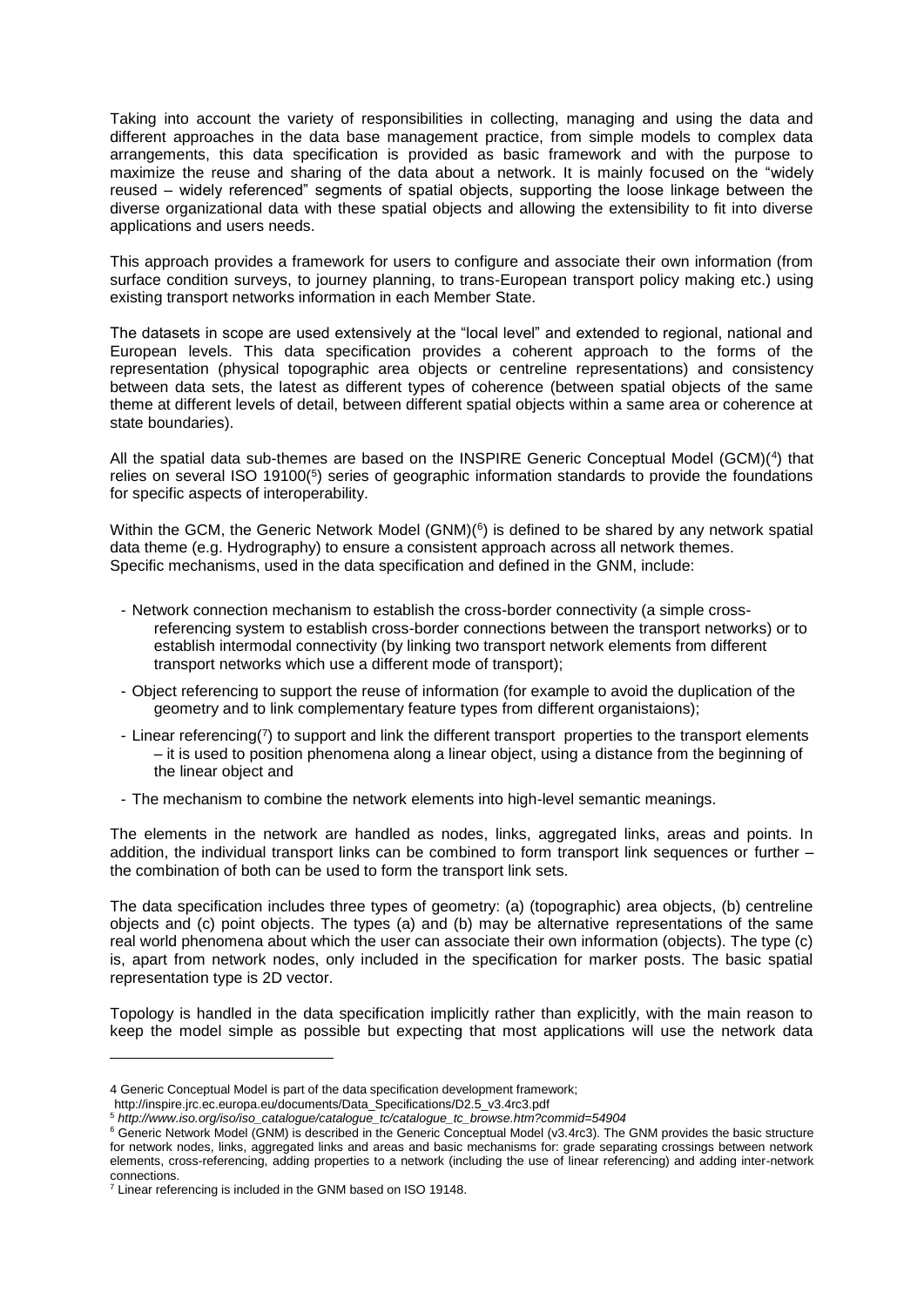Taking into account the variety of responsibilities in collecting, managing and using the data and different approaches in the data base management practice, from simple models to complex data arrangements, this data specification is provided as basic framework and with the purpose to maximize the reuse and sharing of the data about a network. It is mainly focused on the "widely reused – widely referenced" segments of spatial objects, supporting the loose linkage between the diverse organizational data with these spatial objects and allowing the extensibility to fit into diverse applications and users needs.

This approach provides a framework for users to configure and associate their own information (from surface condition surveys, to journey planning, to trans-European transport policy making etc.) using existing transport networks information in each Member State.

The datasets in scope are used extensively at the "local level" and extended to regional, national and European levels. This data specification provides a coherent approach to the forms of the representation (physical topographic area objects or centreline representations) and consistency between data sets, the latest as different types of coherence (between spatial objects of the same theme at different levels of detail, between different spatial objects within a same area or coherence at state boundaries).

All the spatial data sub-themes are based on the INSPIRE Generic Conceptual Model (GCM)(4) that relies on several ISO 19100(5) series of geographic information standards to provide the foundations for specific aspects of interoperability.

Within the GCM, the Generic Network Model (GNM)(6) is defined to be shared by any network spatial data theme (e.g. Hydrography) to ensure a consistent approach across all network themes. Specific mechanisms, used in the data specification and defined in the GNM, include:

- Network connection mechanism to establish the cross-border connectivity (a simple cross-referencing system to establish cross-border connections between the transport networks) or to establish intermodal connectivity (by linking two transport network elements from different transport networks which use a different mode of transport);
- Object referencing to support the reuse of information (for example to avoid the duplication of the geometry and to link complementary feature types from different organistaions);
- Linear referencing(7) to support and link the different transport properties to the transport elements – it is used to position phenomena along a linear object, using a distance from the beginning of the linear object and
- The mechanism to combine the network elements into high-level semantic meanings.

The elements in the network are handled as nodes, links, aggregated links, areas and points. In addition, the individual transport links can be combined to form transport link sequences or further – the combination of both can be used to form the transport link sets.

The data specification includes three types of geometry: (a) (topographic) area objects, (b) centreline objects and (c) point objects. The types (a) and (b) may be alternative representations of the same real world phenomena about which the user can associate their own information (objects). The type (c) is, apart from network nodes, only included in the specification for marker posts. The basic spatial representation type is 2D vector.

Topology is handled in the data specification implicitly rather than explicitly, with the main reason to keep the model simple as possible but expecting that most applications will use the network data

---

4 Generic Conceptual Model is part of the data specification development framework; http://inspire.jrc.ec.europa.eu/documents/Data_Specifications/D2.5_v3.4rc3.pdf

5 *http://www.iso.org/iso/iso_catalogue/catalogue_tc/catalogue_tc_browse.htm?commid=54904*

6 Generic Network Model (GNM) is described in the Generic Conceptual Model (v3.4rc3). The GNM provides the basic structure for network nodes, links, aggregated links and areas and basic mechanisms for: grade separating crossings between network elements, cross-referencing, adding properties to a network (including the use of linear referencing) and adding inter-network connections.

7 Linear referencing is included in the GNM based on ISO 19148.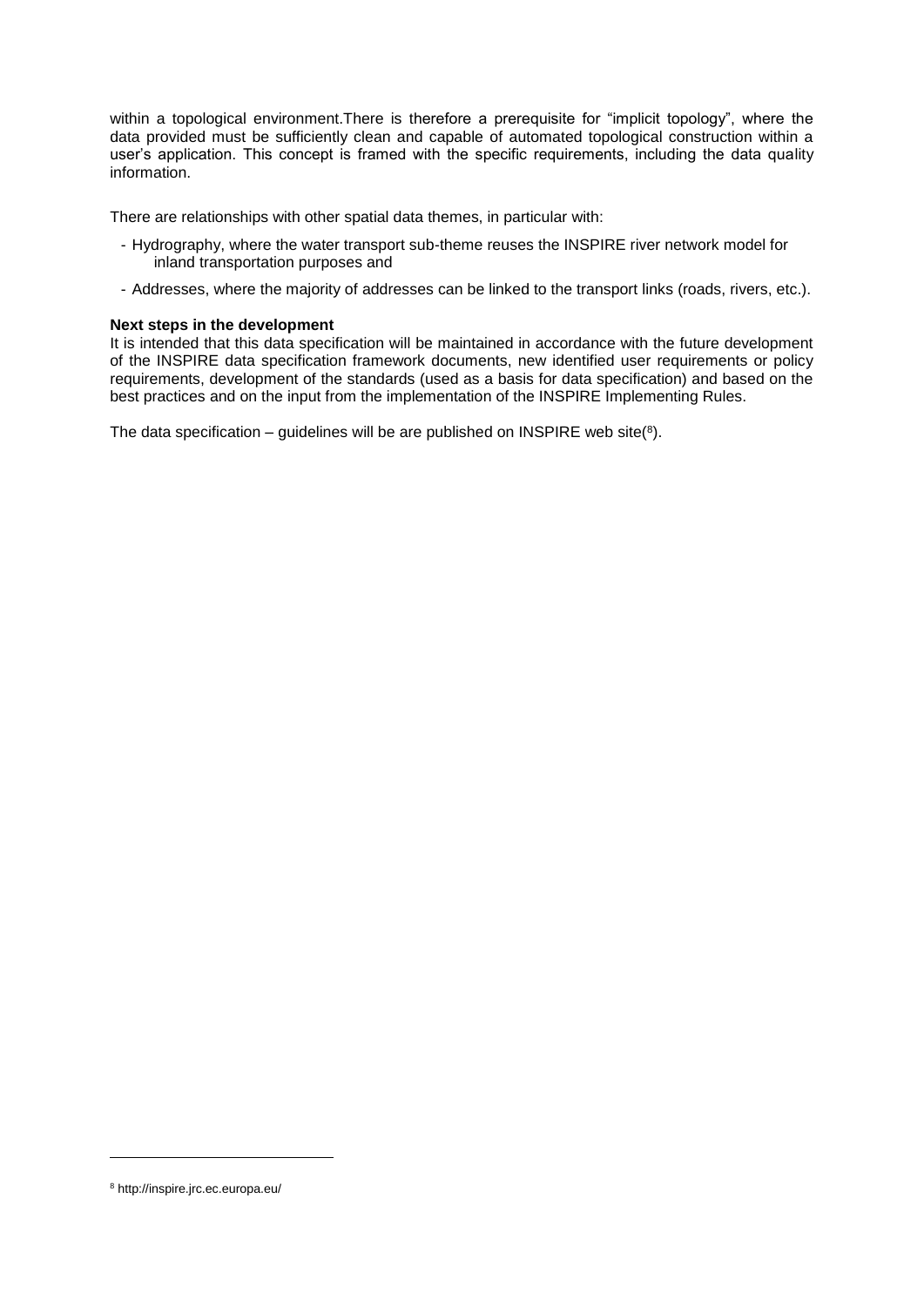within a topological environment.There is therefore a prerequisite for "implicit topology", where the data provided must be sufficiently clean and capable of automated topological construction within a user's application. This concept is framed with the specific requirements, including the data quality information.

There are relationships with other spatial data themes, in particular with:

- Hydrography, where the water transport sub-theme reuses the INSPIRE river network model for inland transportation purposes and
- Addresses, where the majority of addresses can be linked to the transport links (roads, rivers, etc.).

**Next steps in the development**

It is intended that this data specification will be maintained in accordance with the future development of the INSPIRE data specification framework documents, new identified user requirements or policy requirements, development of the standards (used as a basis for data specification) and based on the best practices and on the input from the implementation of the INSPIRE Implementing Rules.

The data specification – guidelines will be are published on INSPIRE web site([8]).

[8] http://inspire.jrc.ec.europa.eu/